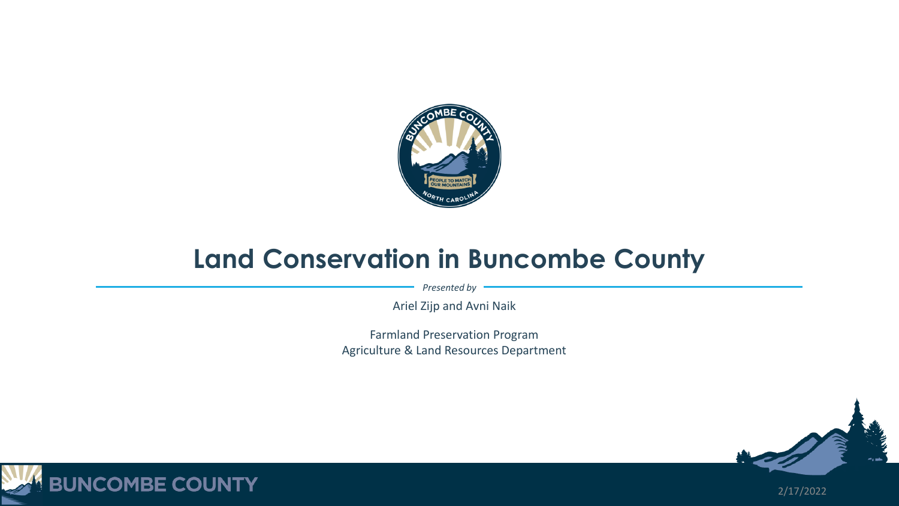# Land Conservation in Buncombe County

*Presented by*

Ariel Zijp and Avni Naik

Farmland Preservation Program
Agriculture & Land Resources Department

2/17/2022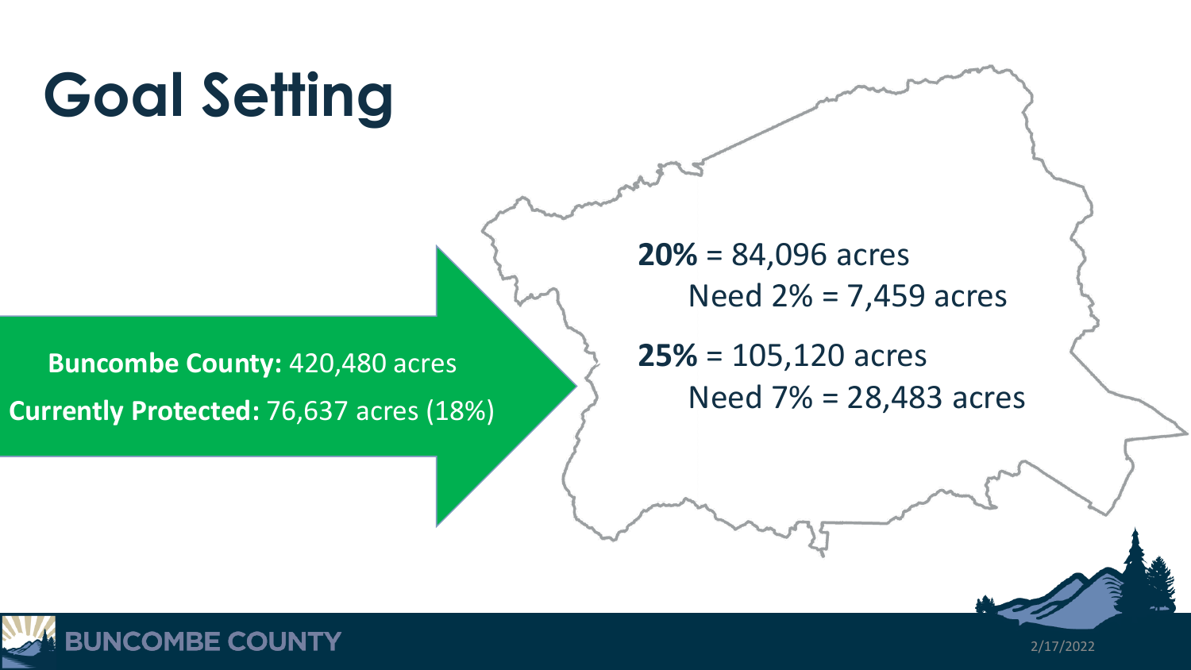# Goal Setting

**Buncombe County:** 420,480 acres

**Currently Protected:** 76,637 acres (18%)

**20%** = 84,096 acres

Need 2% = 7,459 acres

**25%** = 105,120 acres

Need 7% = 28,483 acres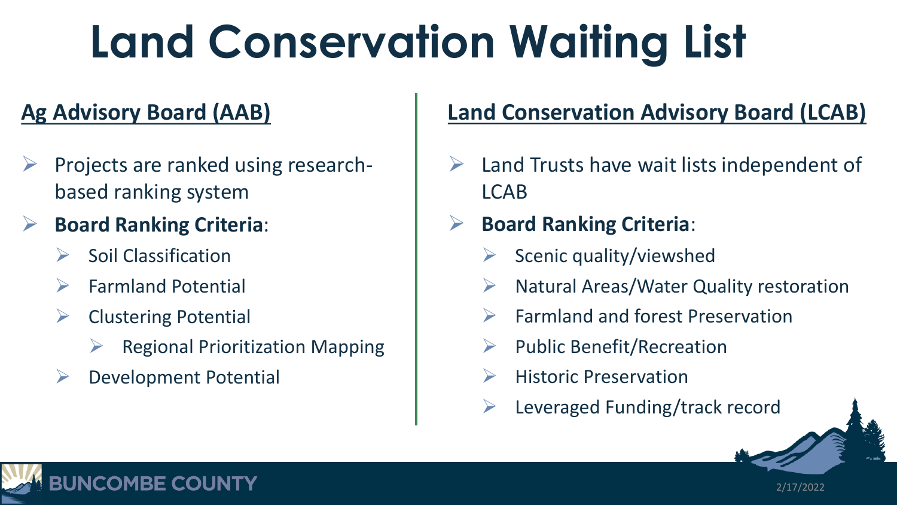# Land Conservation Waiting List

## Ag Advisory Board (AAB)

- Projects are ranked using research-based ranking system
- **Board Ranking Criteria**:
  - Soil Classification
  - Farmland Potential
  - Clustering Potential
    - Regional Prioritization Mapping
  - Development Potential

## Land Conservation Advisory Board (LCAB)

- Land Trusts have wait lists independent of LCAB
- **Board Ranking Criteria**:
  - Scenic quality/viewshed
  - Natural Areas/Water Quality restoration
  - Farmland and forest Preservation
  - Public Benefit/Recreation
  - Historic Preservation
  - Leveraged Funding/track record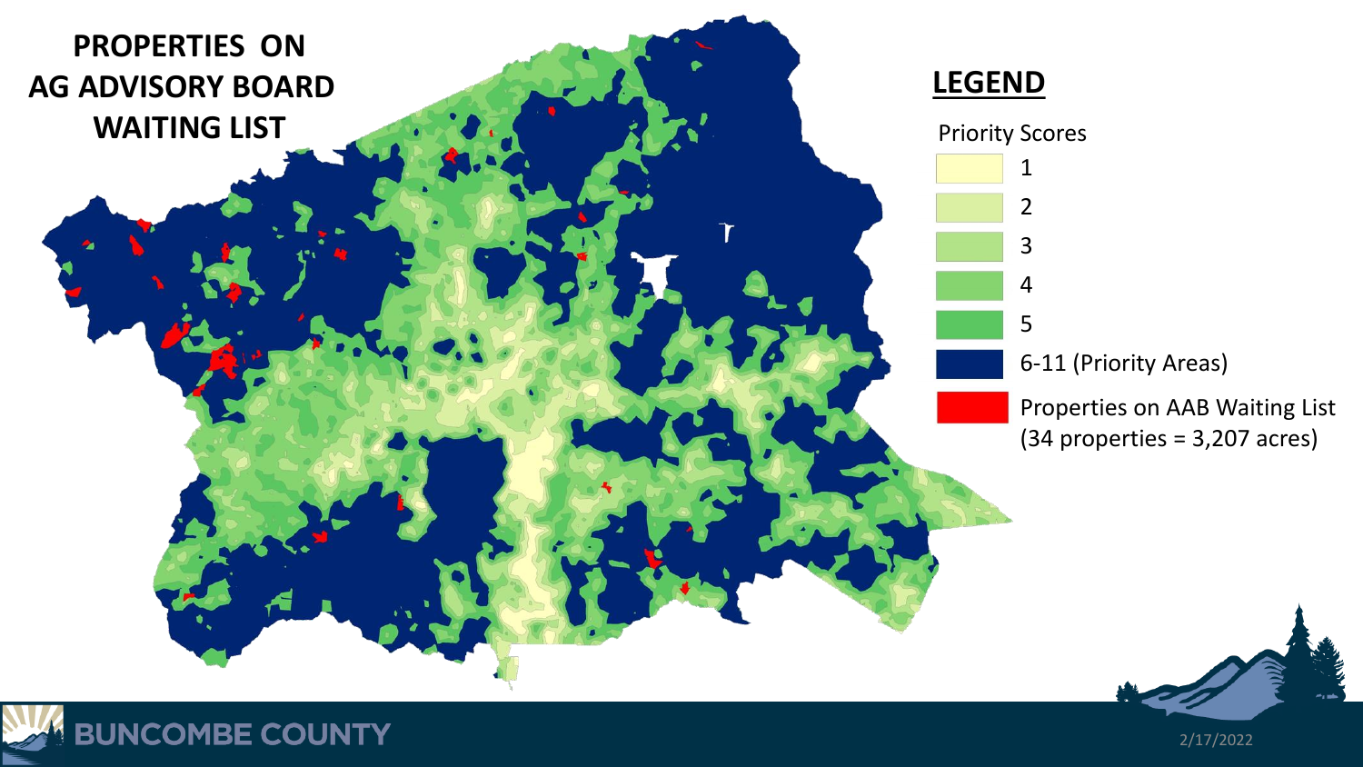# PROPERTIES ON AG ADVISORY BOARD WAITING LIST

## LEGEND

Priority Scores

- 1
- 2
- 3
- 4
- 5
- 6-11 (Priority Areas)
- Properties on AAB Waiting List (34 properties = 3,207 acres)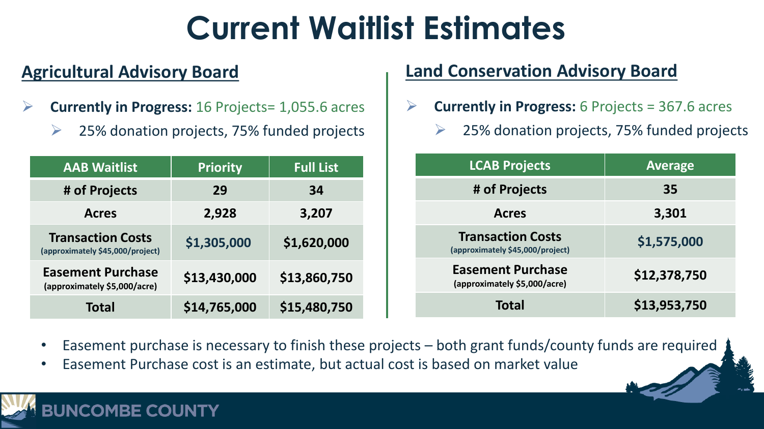# Current Waitlist Estimates

## Agricultural Advisory Board

- **Currently in Progress:** 16 Projects= 1,055.6 acres
  - 25% donation projects, 75% funded projects

| AAB Waitlist | Priority | Full List |
| --- | --- | --- |
| # of Projects | 29 | 34 |
| Acres | 2,928 | 3,207 |
| Transaction Costs (approximately $45,000/project) | $1,305,000 | $1,620,000 |
| Easement Purchase (approximately $5,000/acre) | $13,430,000 | $13,860,750 |
| Total | $14,765,000 | $15,480,750 |

## Land Conservation Advisory Board

- **Currently in Progress:** 6 Projects = 367.6 acres
  - 25% donation projects, 75% funded projects

| LCAB Projects | Average |
| --- | --- |
| # of Projects | 35 |
| Acres | 3,301 |
| Transaction Costs (approximately $45,000/project) | $1,575,000 |
| Easement Purchase (approximately $5,000/acre) | $12,378,750 |
| Total | $13,953,750 |

- Easement purchase is necessary to finish these projects – both grant funds/county funds are required
- Easement Purchase cost is an estimate, but actual cost is based on market value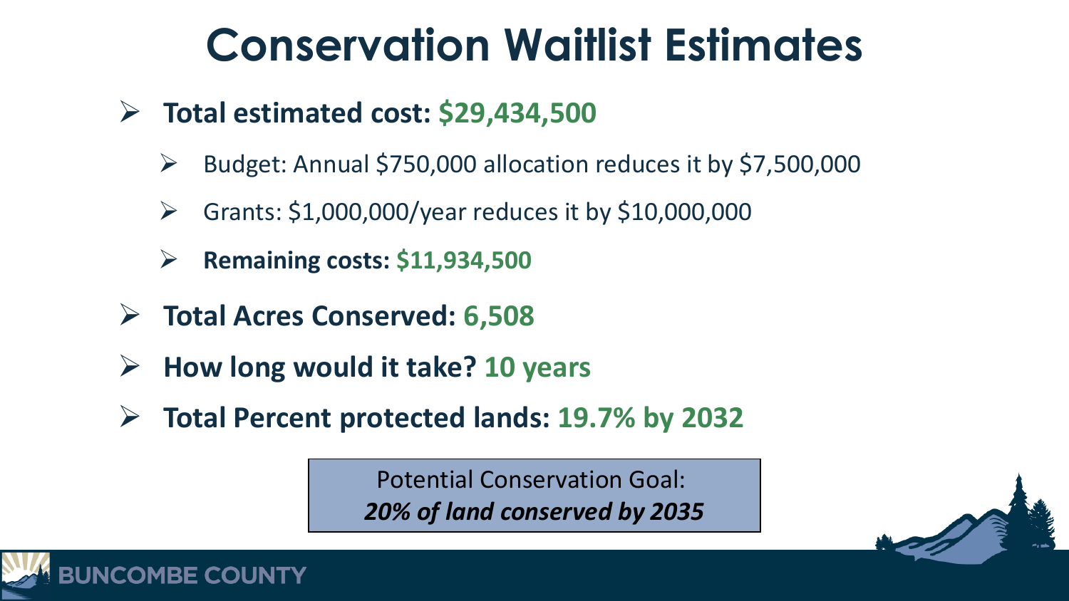# Conservation Waitlist Estimates

- **Total estimated cost: $29,434,500**
  - Budget: Annual $750,000 allocation reduces it by $7,500,000
  - Grants: $1,000,000/year reduces it by $10,000,000
  - **Remaining costs: $11,934,500**
- **Total Acres Conserved: 6,508**
- **How long would it take? 10 years**
- **Total Percent protected lands: 19.7% by 2032**

Potential Conservation Goal:
***20% of land conserved by 2035***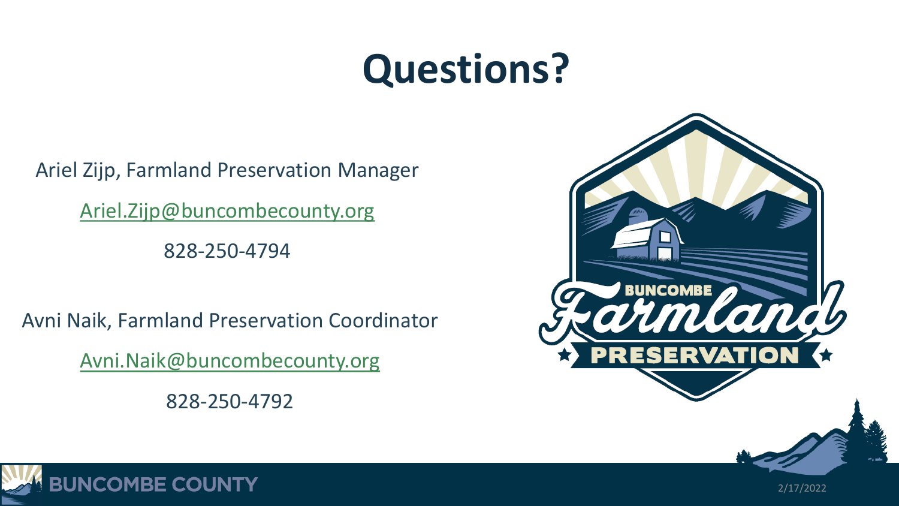# Questions?

Ariel Zijp, Farmland Preservation Manager

Ariel.Zijp@buncombecounty.org

828-250-4794

Avni Naik, Farmland Preservation Coordinator

Avni.Naik@buncombecounty.org

828-250-4792